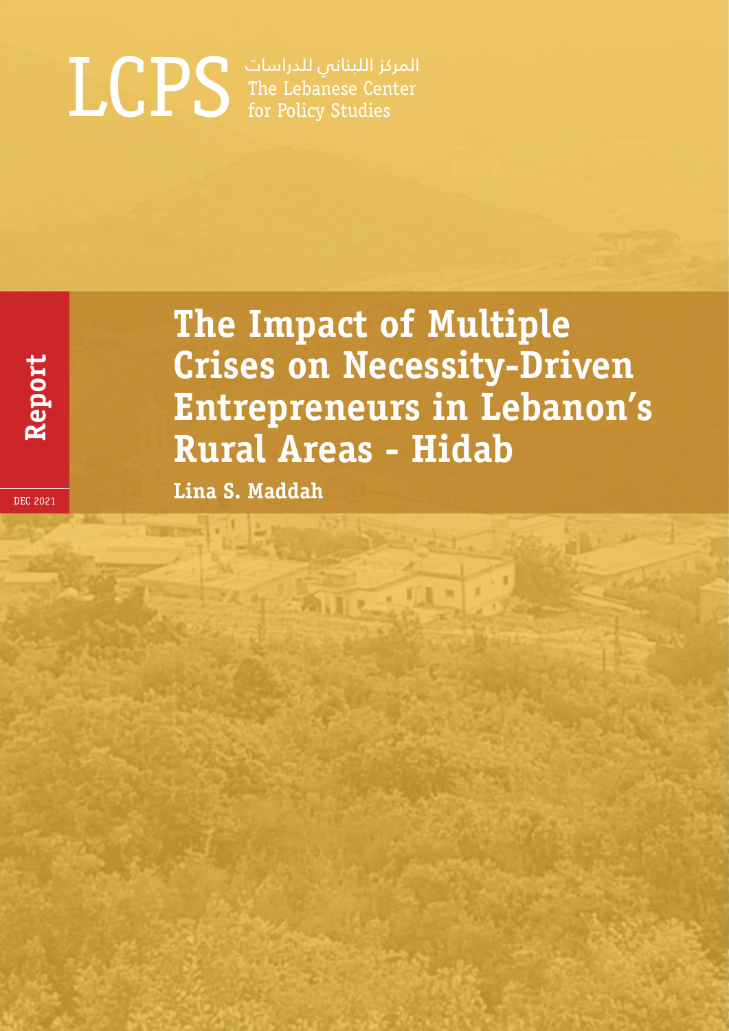LCPS المركز اللبناني للدراسات
The Lebanese Center for Policy Studies

Report

DEC 2021

# The Impact of Multiple Crises on Necessity-Driven Entrepreneurs in Lebanon's Rural Areas - Hidab

**Lina S. Maddah**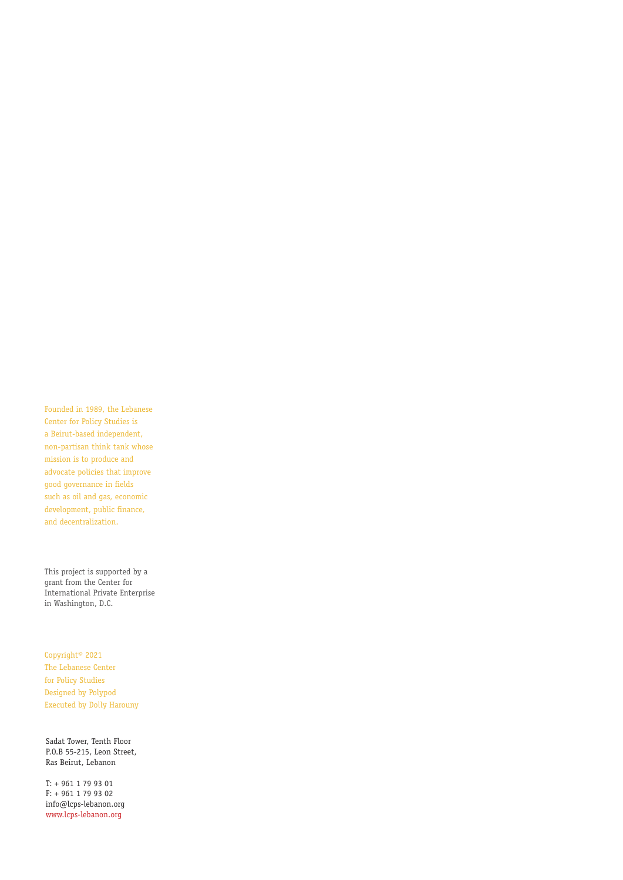Founded in 1989, the Lebanese Center for Policy Studies is a Beirut-based independent, non-partisan think tank whose mission is to produce and advocate policies that improve good governance in fields such as oil and gas, economic development, public finance, and decentralization.

This project is supported by a grant from the Center for International Private Enterprise in Washington, D.C.

Copyright© 2021  
The Lebanese Center for Policy Studies  
Designed by Polypod  
Executed by Dolly Harouny

Sadat Tower, Tenth Floor  
P.O.B 55-215, Leon Street,  
Ras Beirut, Lebanon

T: + 961 1 79 93 01  
F: + 961 1 79 93 02  
info@lcps-lebanon.org  
www.lcps-lebanon.org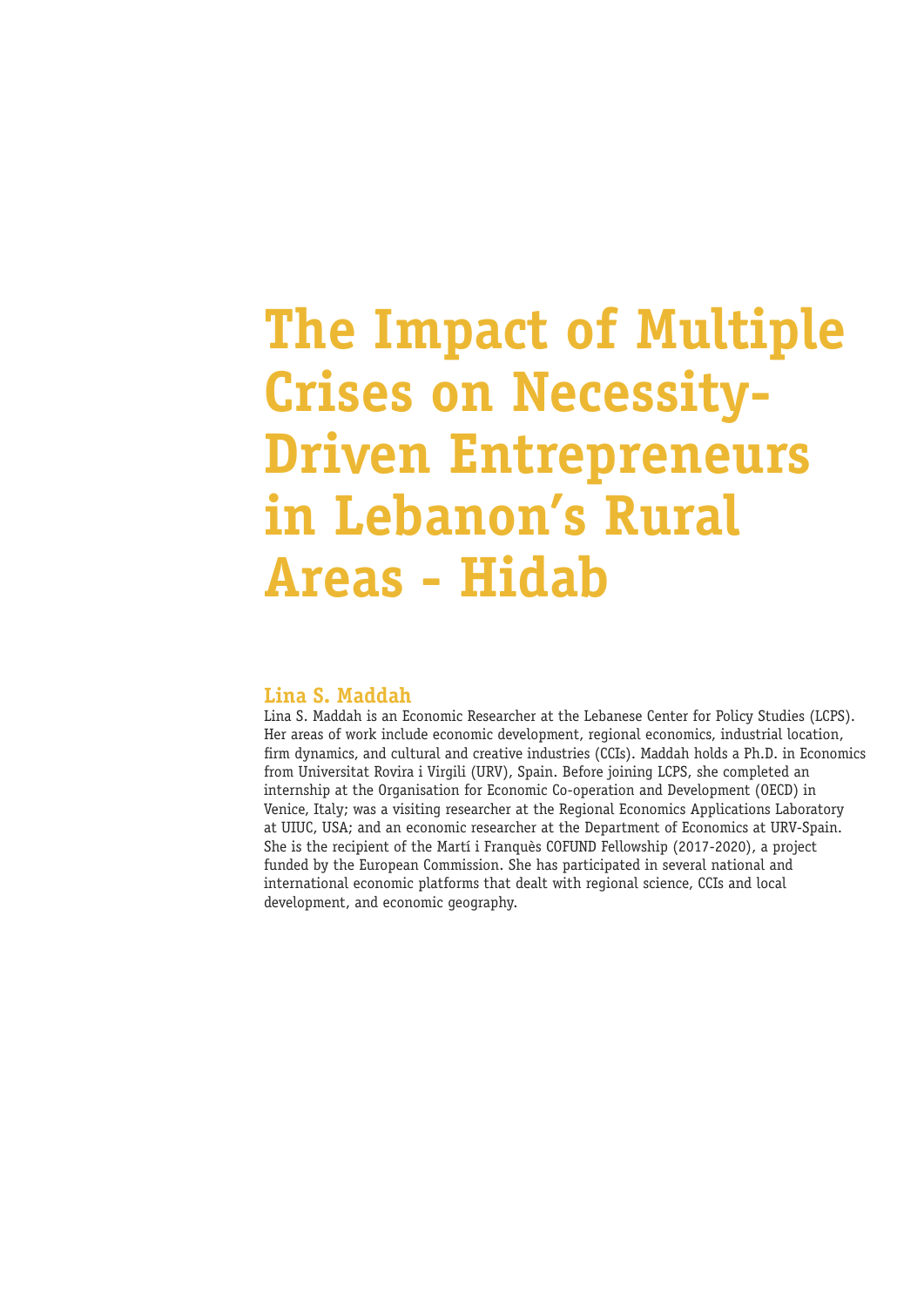# The Impact of Multiple Crises on Necessity-Driven Entrepreneurs in Lebanon's Rural Areas - Hidab

## Lina S. Maddah

Lina S. Maddah is an Economic Researcher at the Lebanese Center for Policy Studies (LCPS). Her areas of work include economic development, regional economics, industrial location, firm dynamics, and cultural and creative industries (CCIs). Maddah holds a Ph.D. in Economics from Universitat Rovira i Virgili (URV), Spain. Before joining LCPS, she completed an internship at the Organisation for Economic Co-operation and Development (OECD) in Venice, Italy; was a visiting researcher at the Regional Economics Applications Laboratory at UIUC, USA; and an economic researcher at the Department of Economics at URV-Spain. She is the recipient of the Martí i Franquès COFUND Fellowship (2017-2020), a project funded by the European Commission. She has participated in several national and international economic platforms that dealt with regional science, CCIs and local development, and economic geography.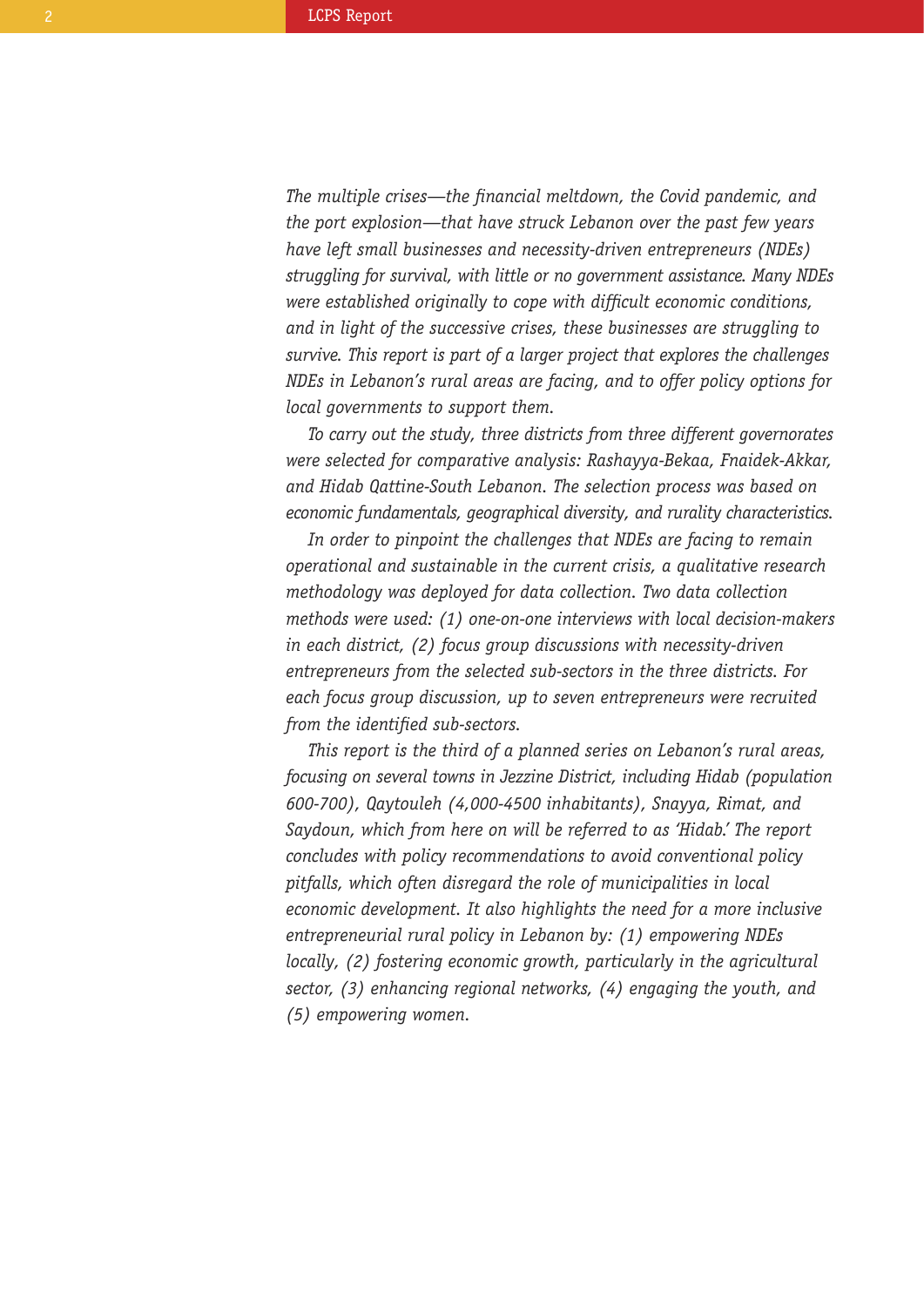*The multiple crises—the financial meltdown, the Covid pandemic, and the port explosion—that have struck Lebanon over the past few years have left small businesses and necessity-driven entrepreneurs (NDEs) struggling for survival, with little or no government assistance. Many NDEs were established originally to cope with difficult economic conditions, and in light of the successive crises, these businesses are struggling to survive. This report is part of a larger project that explores the challenges NDEs in Lebanon's rural areas are facing, and to offer policy options for local governments to support them.*

*To carry out the study, three districts from three different governorates were selected for comparative analysis: Rashayya-Bekaa, Fnaidek-Akkar, and Hidab Qattine-South Lebanon. The selection process was based on economic fundamentals, geographical diversity, and rurality characteristics.*

*In order to pinpoint the challenges that NDEs are facing to remain operational and sustainable in the current crisis, a qualitative research methodology was deployed for data collection. Two data collection methods were used: (1) one-on-one interviews with local decision-makers in each district, (2) focus group discussions with necessity-driven entrepreneurs from the selected sub-sectors in the three districts. For each focus group discussion, up to seven entrepreneurs were recruited from the identified sub-sectors.*

*This report is the third of a planned series on Lebanon's rural areas, focusing on several towns in Jezzine District, including Hidab (population 600-700), Qaytouleh (4,000-4500 inhabitants), Snayya, Rimat, and Saydoun, which from here on will be referred to as 'Hidab.' The report concludes with policy recommendations to avoid conventional policy pitfalls, which often disregard the role of municipalities in local economic development. It also highlights the need for a more inclusive entrepreneurial rural policy in Lebanon by: (1) empowering NDEs locally, (2) fostering economic growth, particularly in the agricultural sector, (3) enhancing regional networks, (4) engaging the youth, and (5) empowering women.*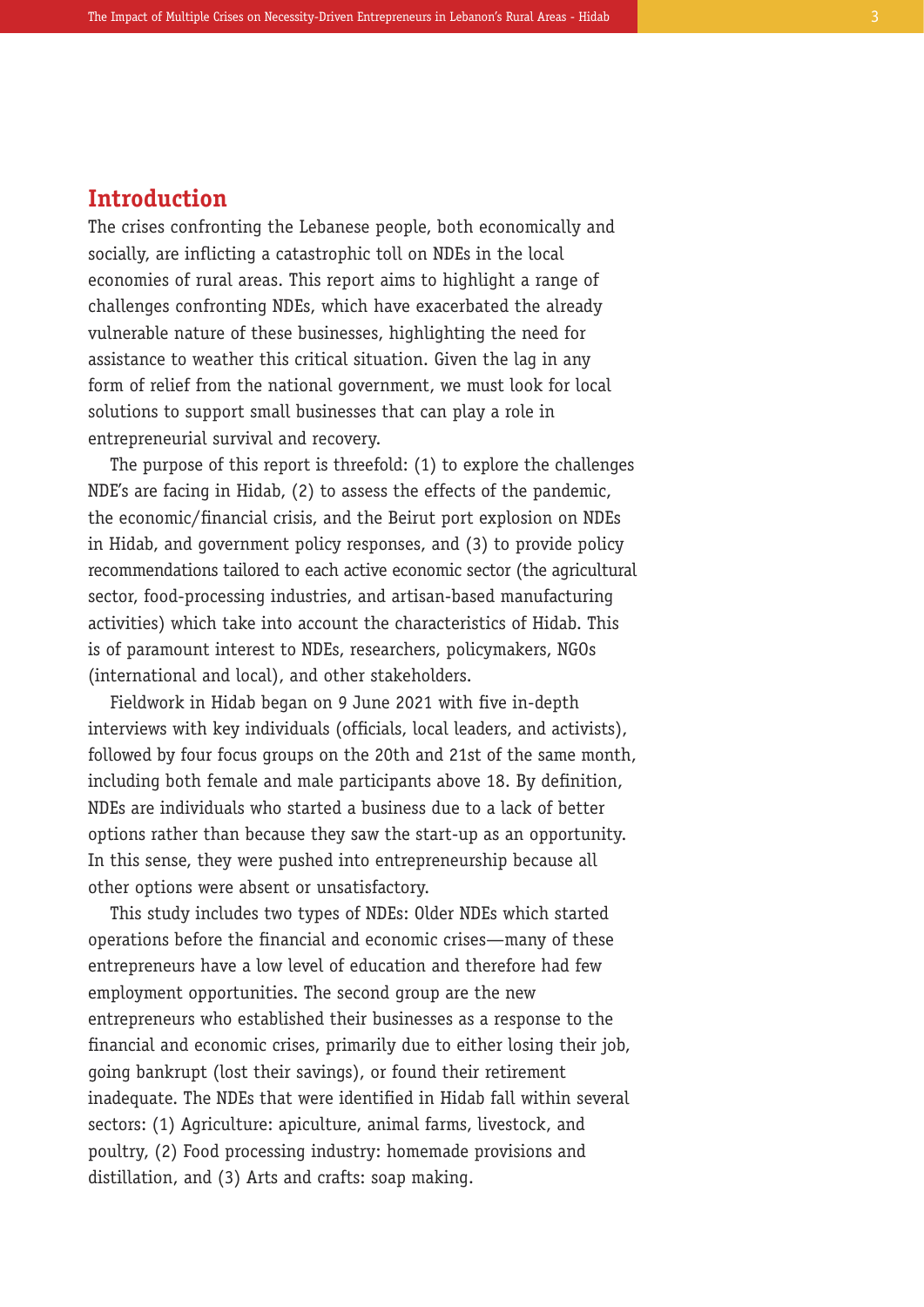## Introduction

The crises confronting the Lebanese people, both economically and socially, are inflicting a catastrophic toll on NDEs in the local economies of rural areas. This report aims to highlight a range of challenges confronting NDEs, which have exacerbated the already vulnerable nature of these businesses, highlighting the need for assistance to weather this critical situation. Given the lag in any form of relief from the national government, we must look for local solutions to support small businesses that can play a role in entrepreneurial survival and recovery.

The purpose of this report is threefold: (1) to explore the challenges NDE's are facing in Hidab, (2) to assess the effects of the pandemic, the economic/financial crisis, and the Beirut port explosion on NDEs in Hidab, and government policy responses, and (3) to provide policy recommendations tailored to each active economic sector (the agricultural sector, food-processing industries, and artisan-based manufacturing activities) which take into account the characteristics of Hidab. This is of paramount interest to NDEs, researchers, policymakers, NGOs (international and local), and other stakeholders.

Fieldwork in Hidab began on 9 June 2021 with five in-depth interviews with key individuals (officials, local leaders, and activists), followed by four focus groups on the 20th and 21st of the same month, including both female and male participants above 18. By definition, NDEs are individuals who started a business due to a lack of better options rather than because they saw the start-up as an opportunity. In this sense, they were pushed into entrepreneurship because all other options were absent or unsatisfactory.

This study includes two types of NDEs: Older NDEs which started operations before the financial and economic crises—many of these entrepreneurs have a low level of education and therefore had few employment opportunities. The second group are the new entrepreneurs who established their businesses as a response to the financial and economic crises, primarily due to either losing their job, going bankrupt (lost their savings), or found their retirement inadequate. The NDEs that were identified in Hidab fall within several sectors: (1) Agriculture: apiculture, animal farms, livestock, and poultry, (2) Food processing industry: homemade provisions and distillation, and (3) Arts and crafts: soap making.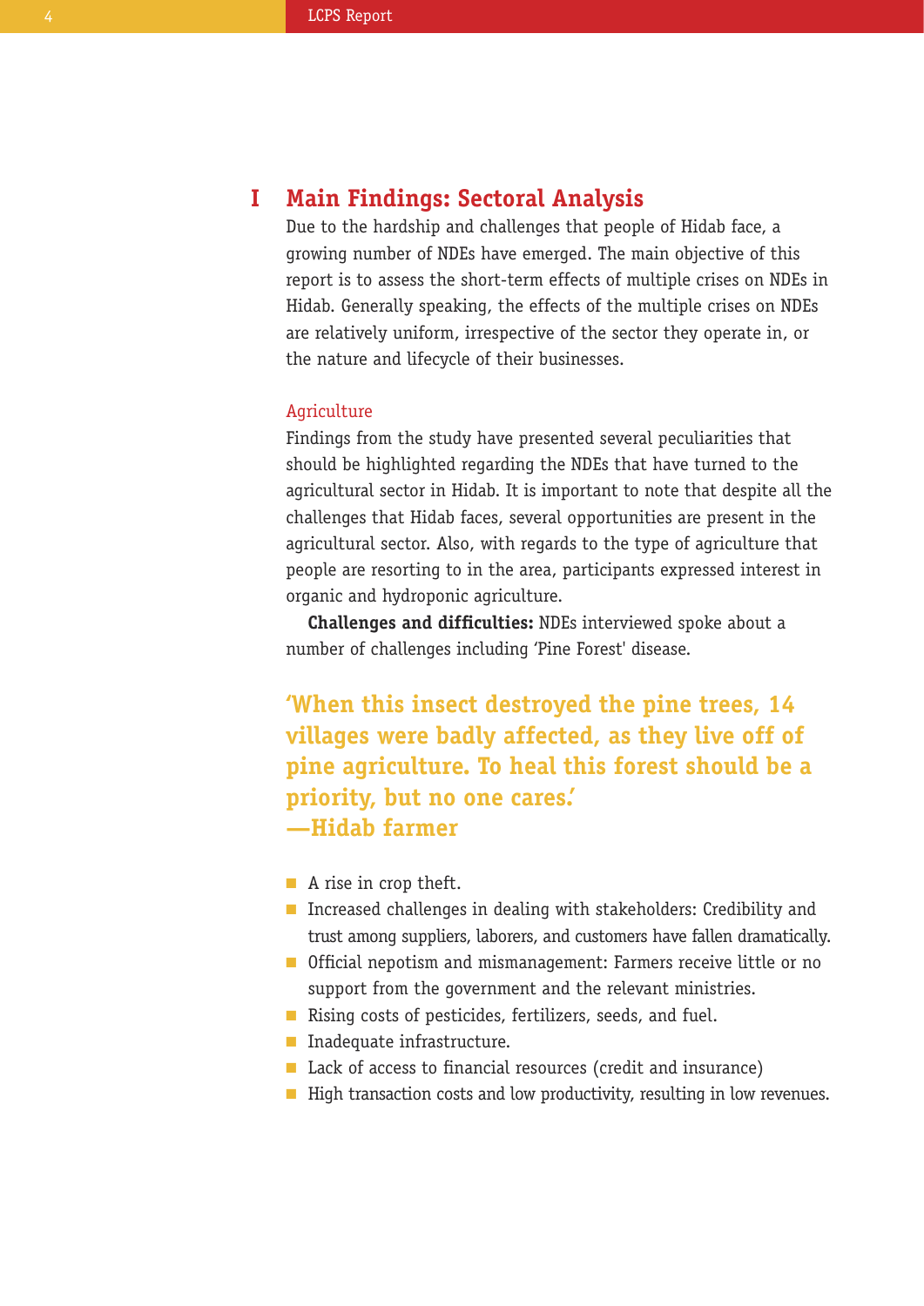## I Main Findings: Sectoral Analysis

Due to the hardship and challenges that people of Hidab face, a growing number of NDEs have emerged. The main objective of this report is to assess the short-term effects of multiple crises on NDEs in Hidab. Generally speaking, the effects of the multiple crises on NDEs are relatively uniform, irrespective of the sector they operate in, or the nature and lifecycle of their businesses.

### Agriculture

Findings from the study have presented several peculiarities that should be highlighted regarding the NDEs that have turned to the agricultural sector in Hidab. It is important to note that despite all the challenges that Hidab faces, several opportunities are present in the agricultural sector. Also, with regards to the type of agriculture that people are resorting to in the area, participants expressed interest in organic and hydroponic agriculture.

**Challenges and difficulties:** NDEs interviewed spoke about a number of challenges including 'Pine Forest' disease.

> **'When this insect destroyed the pine trees, 14 villages were badly affected, as they live off of pine agriculture. To heal this forest should be a priority, but no one cares.'**
> **—Hidab farmer**

- A rise in crop theft.
- Increased challenges in dealing with stakeholders: Credibility and trust among suppliers, laborers, and customers have fallen dramatically.
- Official nepotism and mismanagement: Farmers receive little or no support from the government and the relevant ministries.
- Rising costs of pesticides, fertilizers, seeds, and fuel.
- Inadequate infrastructure.
- Lack of access to financial resources (credit and insurance)
- High transaction costs and low productivity, resulting in low revenues.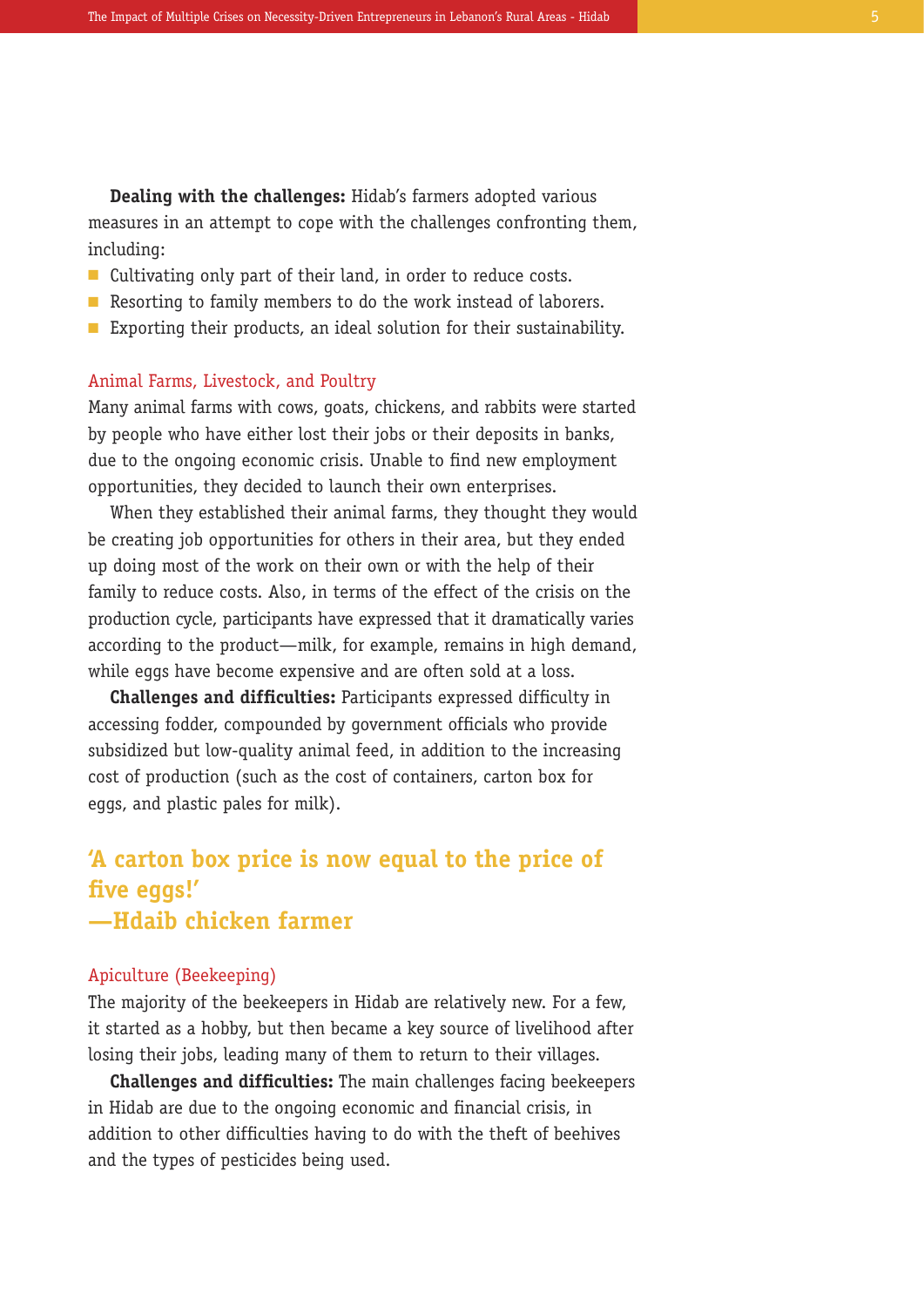**Dealing with the challenges:** Hidab's farmers adopted various measures in an attempt to cope with the challenges confronting them, including:

- Cultivating only part of their land, in order to reduce costs.
- Resorting to family members to do the work instead of laborers.
- Exporting their products, an ideal solution for their sustainability.

### Animal Farms, Livestock, and Poultry

Many animal farms with cows, goats, chickens, and rabbits were started by people who have either lost their jobs or their deposits in banks, due to the ongoing economic crisis. Unable to find new employment opportunities, they decided to launch their own enterprises.

When they established their animal farms, they thought they would be creating job opportunities for others in their area, but they ended up doing most of the work on their own or with the help of their family to reduce costs. Also, in terms of the effect of the crisis on the production cycle, participants have expressed that it dramatically varies according to the product—milk, for example, remains in high demand, while eggs have become expensive and are often sold at a loss.

**Challenges and difficulties:** Participants expressed difficulty in accessing fodder, compounded by government officials who provide subsidized but low-quality animal feed, in addition to the increasing cost of production (such as the cost of containers, carton box for eggs, and plastic pales for milk).

> **'A carton box price is now equal to the price of five eggs!'**
> **—Hdaib chicken farmer**

### Apiculture (Beekeeping)

The majority of the beekeepers in Hidab are relatively new. For a few, it started as a hobby, but then became a key source of livelihood after losing their jobs, leading many of them to return to their villages.

**Challenges and difficulties:** The main challenges facing beekeepers in Hidab are due to the ongoing economic and financial crisis, in addition to other difficulties having to do with the theft of beehives and the types of pesticides being used.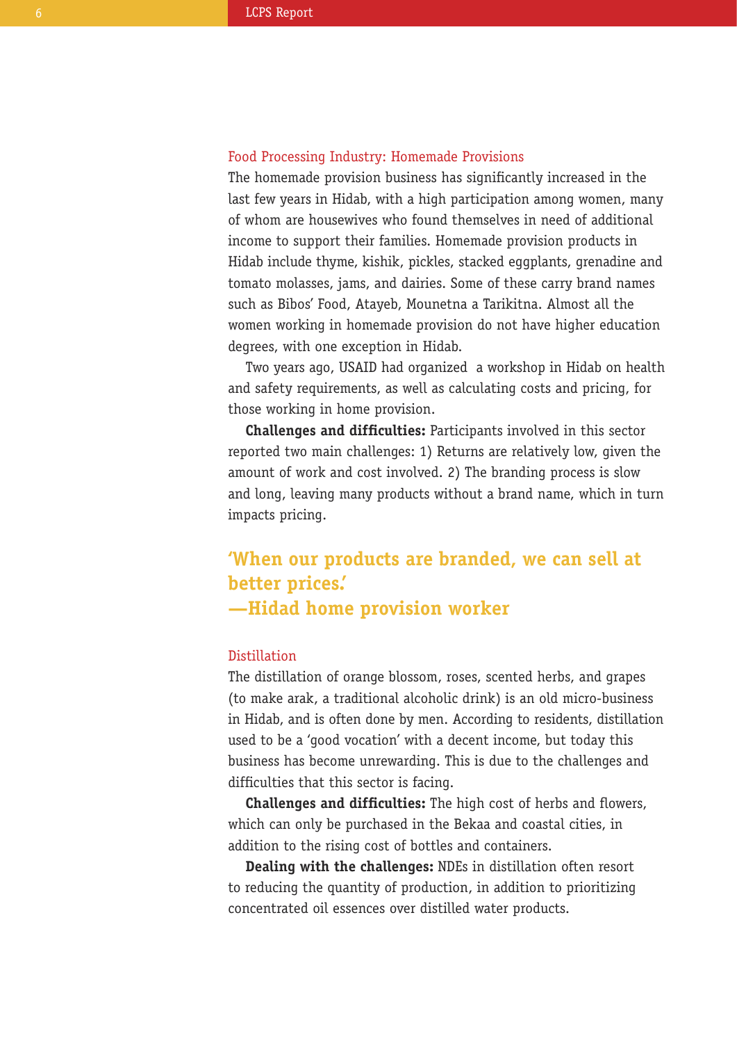### Food Processing Industry: Homemade Provisions

The homemade provision business has significantly increased in the last few years in Hidab, with a high participation among women, many of whom are housewives who found themselves in need of additional income to support their families. Homemade provision products in Hidab include thyme, kishik, pickles, stacked eggplants, grenadine and tomato molasses, jams, and dairies. Some of these carry brand names such as Bibos' Food, Atayeb, Mounetna a Tarikitna. Almost all the women working in homemade provision do not have higher education degrees, with one exception in Hidab.

Two years ago, USAID had organized a workshop in Hidab on health and safety requirements, as well as calculating costs and pricing, for those working in home provision.

**Challenges and difficulties:** Participants involved in this sector reported two main challenges: 1) Returns are relatively low, given the amount of work and cost involved. 2) The branding process is slow and long, leaving many products without a brand name, which in turn impacts pricing.

> **'When our products are branded, we can sell at better prices.'**
> **—Hidad home provision worker**

### Distillation

The distillation of orange blossom, roses, scented herbs, and grapes (to make arak, a traditional alcoholic drink) is an old micro-business in Hidab, and is often done by men. According to residents, distillation used to be a 'good vocation' with a decent income, but today this business has become unrewarding. This is due to the challenges and difficulties that this sector is facing.

**Challenges and difficulties:** The high cost of herbs and flowers, which can only be purchased in the Bekaa and coastal cities, in addition to the rising cost of bottles and containers.

**Dealing with the challenges:** NDEs in distillation often resort to reducing the quantity of production, in addition to prioritizing concentrated oil essences over distilled water products.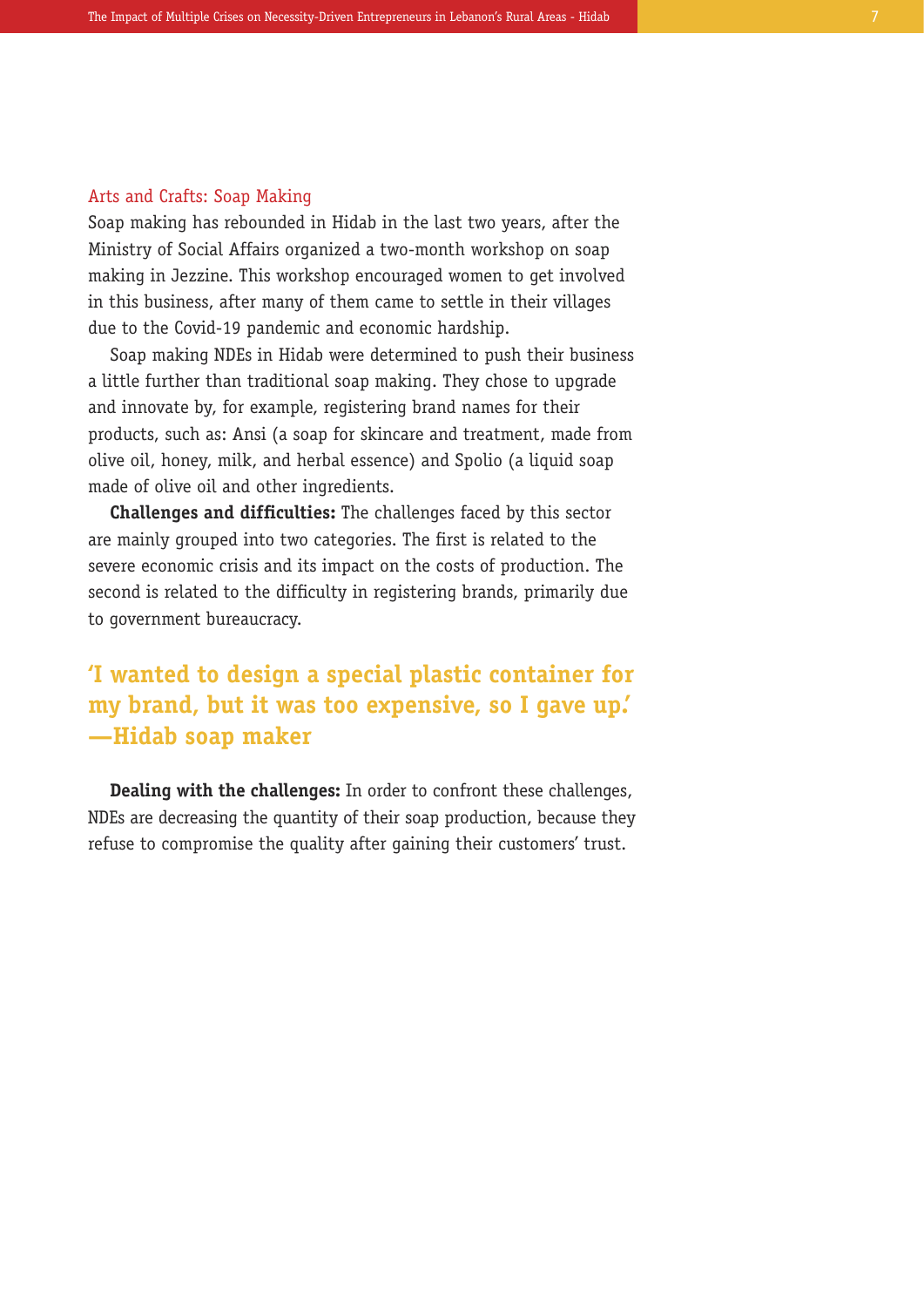### Arts and Crafts: Soap Making

Soap making has rebounded in Hidab in the last two years, after the Ministry of Social Affairs organized a two-month workshop on soap making in Jezzine. This workshop encouraged women to get involved in this business, after many of them came to settle in their villages due to the Covid-19 pandemic and economic hardship.

Soap making NDEs in Hidab were determined to push their business a little further than traditional soap making. They chose to upgrade and innovate by, for example, registering brand names for their products, such as: Ansi (a soap for skincare and treatment, made from olive oil, honey, milk, and herbal essence) and Spolio (a liquid soap made of olive oil and other ingredients.

**Challenges and difficulties:** The challenges faced by this sector are mainly grouped into two categories. The first is related to the severe economic crisis and its impact on the costs of production. The second is related to the difficulty in registering brands, primarily due to government bureaucracy.

> **'I wanted to design a special plastic container for my brand, but it was too expensive, so I gave up.' —Hidab soap maker**

**Dealing with the challenges:** In order to confront these challenges, NDEs are decreasing the quantity of their soap production, because they refuse to compromise the quality after gaining their customers' trust.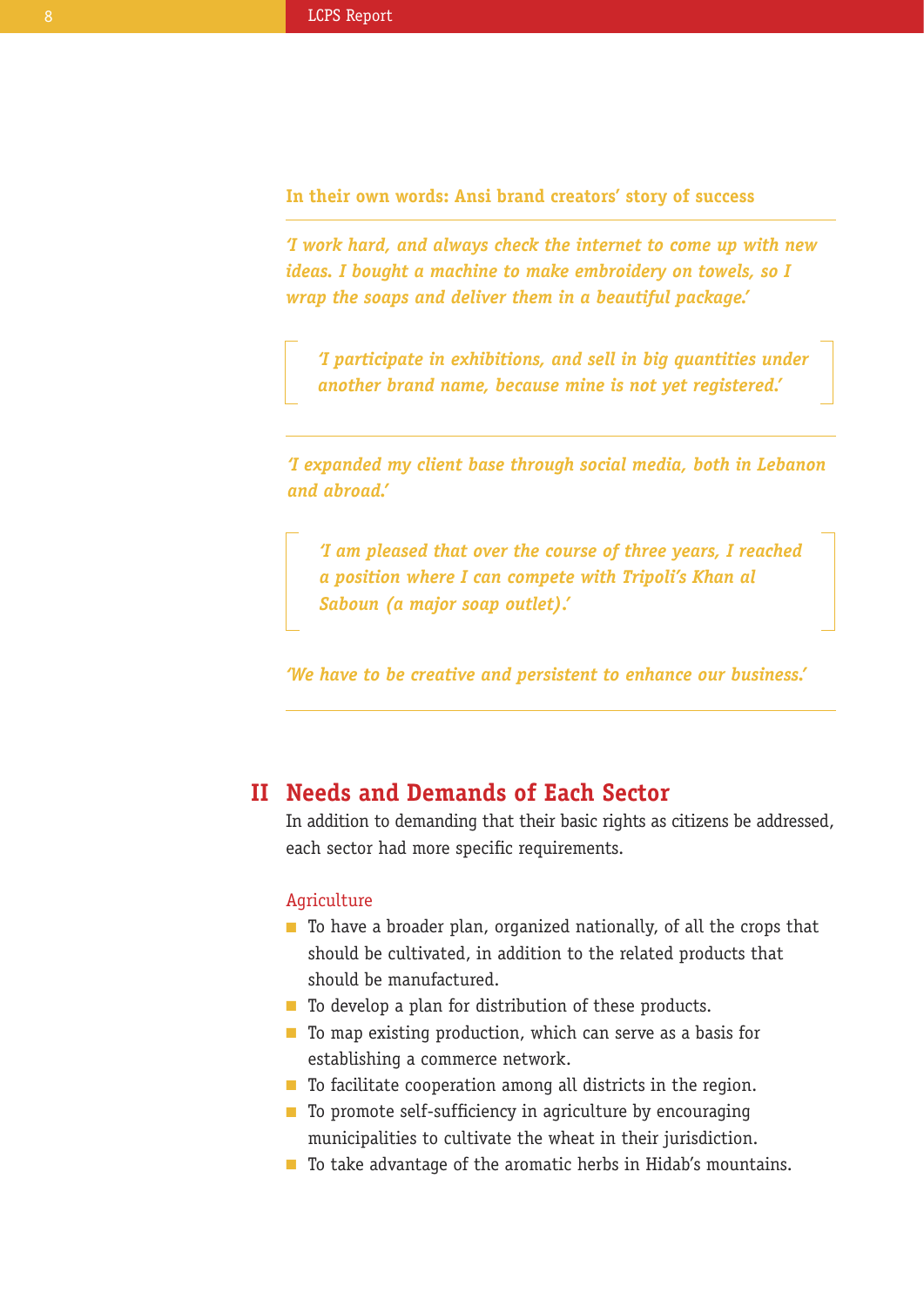**In their own words: Ansi brand creators' story of success**

*'I work hard, and always check the internet to come up with new ideas. I bought a machine to make embroidery on towels, so I wrap the soaps and deliver them in a beautiful package.'*

*'I participate in exhibitions, and sell in big quantities under another brand name, because mine is not yet registered.'*

*'I expanded my client base through social media, both in Lebanon and abroad.'*

*'I am pleased that over the course of three years, I reached a position where I can compete with Tripoli's Khan al Saboun (a major soap outlet).'*

*'We have to be creative and persistent to enhance our business.'*

## II Needs and Demands of Each Sector

In addition to demanding that their basic rights as citizens be addressed, each sector had more specific requirements.

### Agriculture

- To have a broader plan, organized nationally, of all the crops that should be cultivated, in addition to the related products that should be manufactured.
- To develop a plan for distribution of these products.
- To map existing production, which can serve as a basis for establishing a commerce network.
- To facilitate cooperation among all districts in the region.
- To promote self-sufficiency in agriculture by encouraging municipalities to cultivate the wheat in their jurisdiction.
- To take advantage of the aromatic herbs in Hidab's mountains.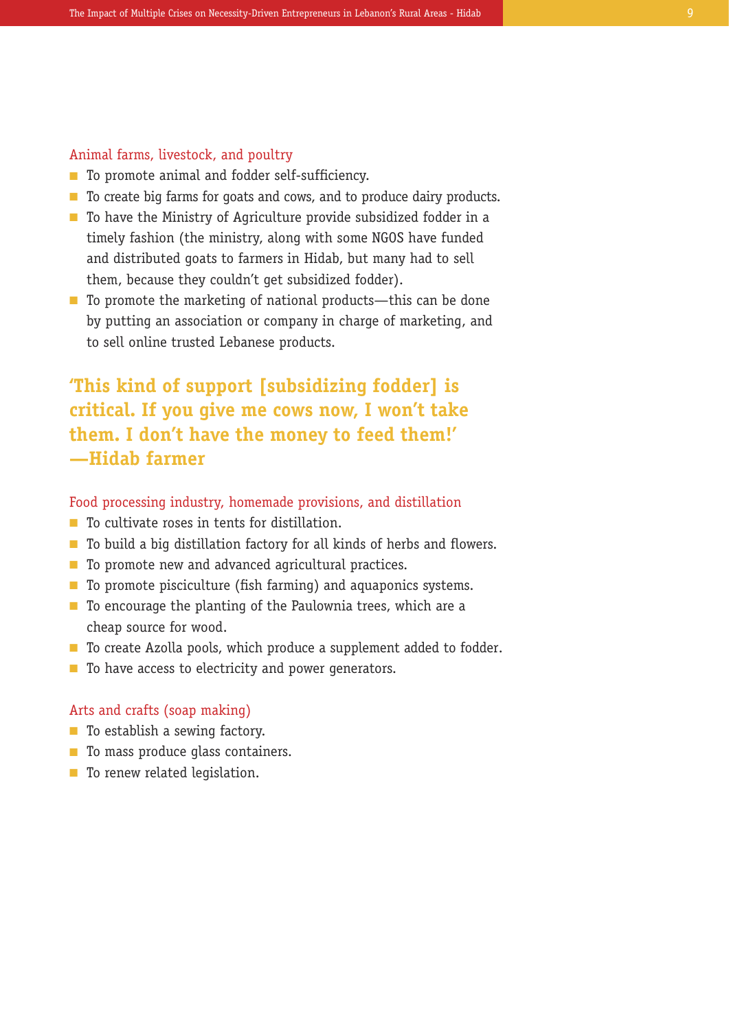### Animal farms, livestock, and poultry

- To promote animal and fodder self-sufficiency.
- To create big farms for goats and cows, and to produce dairy products.
- To have the Ministry of Agriculture provide subsidized fodder in a timely fashion (the ministry, along with some NGOS have funded and distributed goats to farmers in Hidab, but many had to sell them, because they couldn't get subsidized fodder).
- To promote the marketing of national products—this can be done by putting an association or company in charge of marketing, and to sell online trusted Lebanese products.

> **'This kind of support [subsidizing fodder] is critical. If you give me cows now, I won't take them. I don't have the money to feed them!' —Hidab farmer**

### Food processing industry, homemade provisions, and distillation

- To cultivate roses in tents for distillation.
- To build a big distillation factory for all kinds of herbs and flowers.
- To promote new and advanced agricultural practices.
- To promote pisciculture (fish farming) and aquaponics systems.
- To encourage the planting of the Paulownia trees, which are a cheap source for wood.
- To create Azolla pools, which produce a supplement added to fodder.
- To have access to electricity and power generators.

### Arts and crafts (soap making)

- To establish a sewing factory.
- To mass produce glass containers.
- To renew related legislation.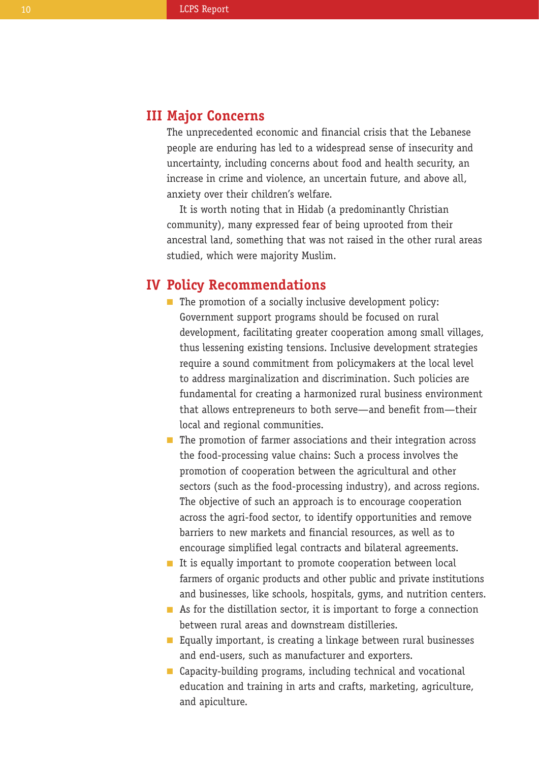## III Major Concerns

The unprecedented economic and financial crisis that the Lebanese people are enduring has led to a widespread sense of insecurity and uncertainty, including concerns about food and health security, an increase in crime and violence, an uncertain future, and above all, anxiety over their children's welfare.

It is worth noting that in Hidab (a predominantly Christian community), many expressed fear of being uprooted from their ancestral land, something that was not raised in the other rural areas studied, which were majority Muslim.

## IV Policy Recommendations

- The promotion of a socially inclusive development policy: Government support programs should be focused on rural development, facilitating greater cooperation among small villages, thus lessening existing tensions. Inclusive development strategies require a sound commitment from policymakers at the local level to address marginalization and discrimination. Such policies are fundamental for creating a harmonized rural business environment that allows entrepreneurs to both serve—and benefit from—their local and regional communities.
- The promotion of farmer associations and their integration across the food-processing value chains: Such a process involves the promotion of cooperation between the agricultural and other sectors (such as the food-processing industry), and across regions. The objective of such an approach is to encourage cooperation across the agri-food sector, to identify opportunities and remove barriers to new markets and financial resources, as well as to encourage simplified legal contracts and bilateral agreements.
- It is equally important to promote cooperation between local farmers of organic products and other public and private institutions and businesses, like schools, hospitals, gyms, and nutrition centers.
- As for the distillation sector, it is important to forge a connection between rural areas and downstream distilleries.
- Equally important, is creating a linkage between rural businesses and end-users, such as manufacturer and exporters.
- Capacity-building programs, including technical and vocational education and training in arts and crafts, marketing, agriculture, and apiculture.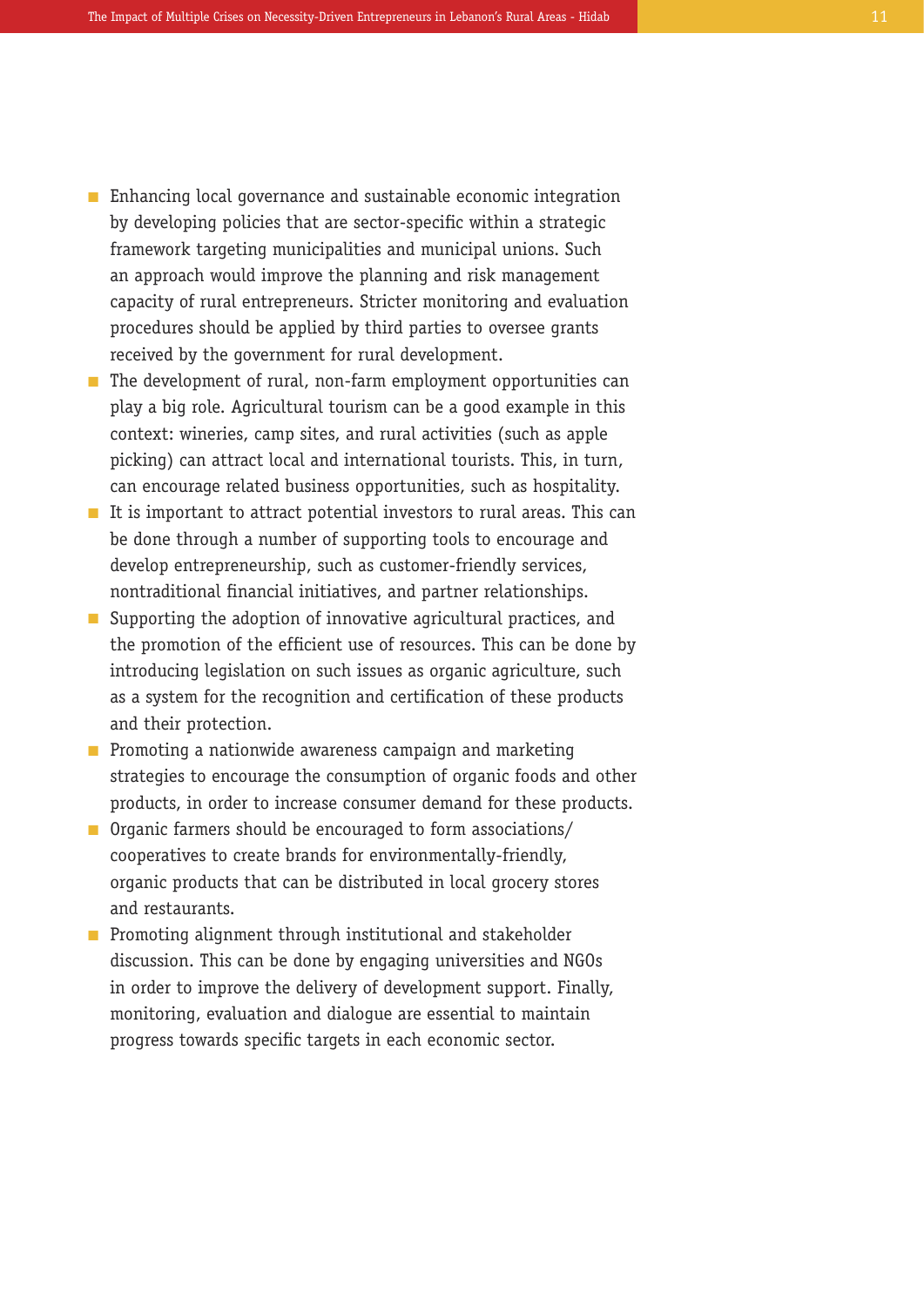- Enhancing local governance and sustainable economic integration by developing policies that are sector-specific within a strategic framework targeting municipalities and municipal unions. Such an approach would improve the planning and risk management capacity of rural entrepreneurs. Stricter monitoring and evaluation procedures should be applied by third parties to oversee grants received by the government for rural development.
- The development of rural, non-farm employment opportunities can play a big role. Agricultural tourism can be a good example in this context: wineries, camp sites, and rural activities (such as apple picking) can attract local and international tourists. This, in turn, can encourage related business opportunities, such as hospitality.
- It is important to attract potential investors to rural areas. This can be done through a number of supporting tools to encourage and develop entrepreneurship, such as customer-friendly services, nontraditional financial initiatives, and partner relationships.
- Supporting the adoption of innovative agricultural practices, and the promotion of the efficient use of resources. This can be done by introducing legislation on such issues as organic agriculture, such as a system for the recognition and certification of these products and their protection.
- Promoting a nationwide awareness campaign and marketing strategies to encourage the consumption of organic foods and other products, in order to increase consumer demand for these products.
- Organic farmers should be encouraged to form associations/cooperatives to create brands for environmentally-friendly, organic products that can be distributed in local grocery stores and restaurants.
- Promoting alignment through institutional and stakeholder discussion. This can be done by engaging universities and NGOs in order to improve the delivery of development support. Finally, monitoring, evaluation and dialogue are essential to maintain progress towards specific targets in each economic sector.